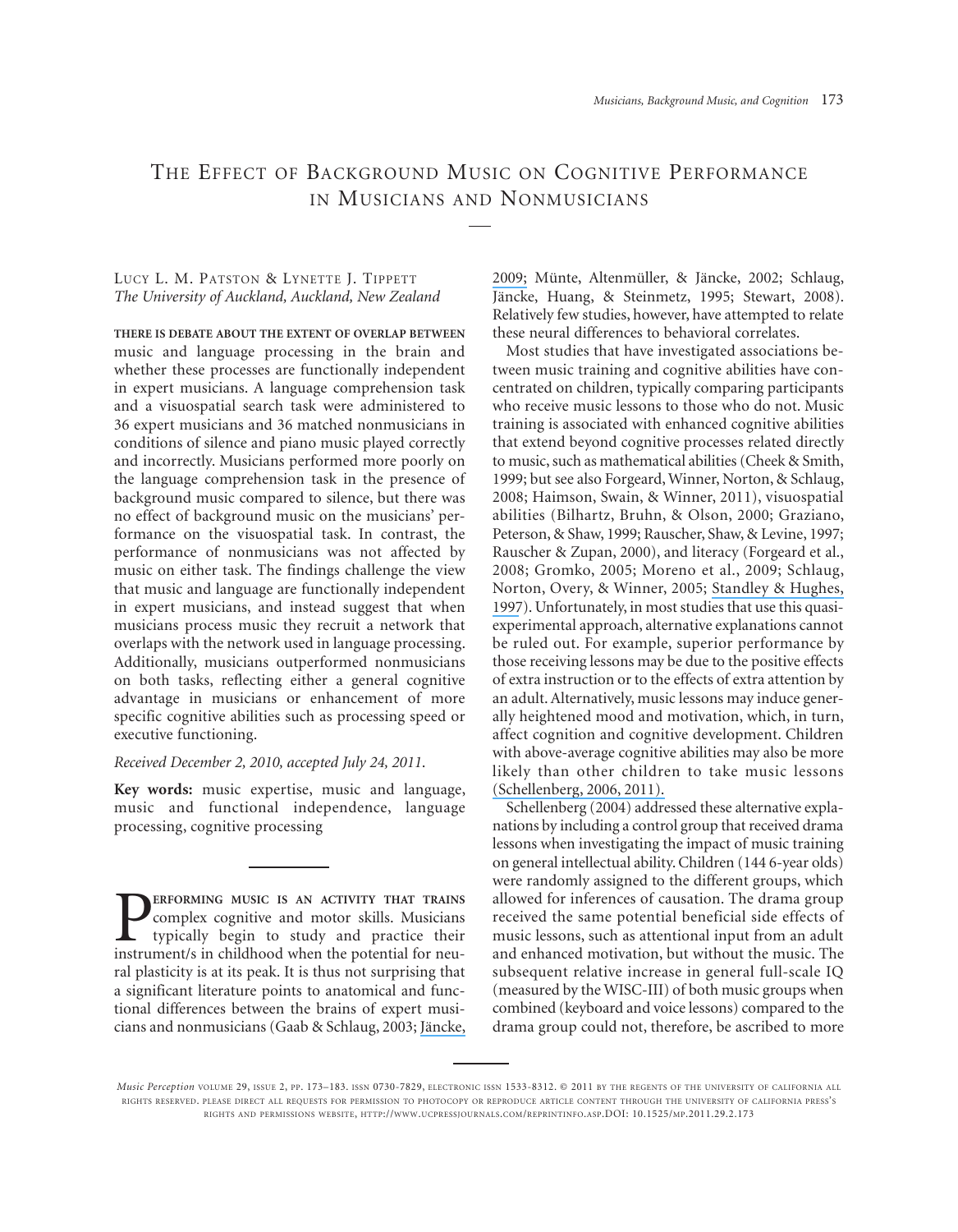# The Effect of Background Music on Cognitive Performance in Musicians and Nonmusicians

Lucy L. M. Patston & Lynette J. Tippett
*The University of Auckland, Auckland, New Zealand*

**There is debate about the extent of overlap between** music and language processing in the brain and whether these processes are functionally independent in expert musicians. A language comprehension task and a visuospatial search task were administered to 36 expert musicians and 36 matched nonmusicians in conditions of silence and piano music played correctly and incorrectly. Musicians performed more poorly on the language comprehension task in the presence of background music compared to silence, but there was no effect of background music on the musicians' performance on the visuospatial task. In contrast, the performance of nonmusicians was not affected by music on either task. The findings challenge the view that music and language are functionally independent in expert musicians, and instead suggest that when musicians process music they recruit a network that overlaps with the network used in language processing. Additionally, musicians outperformed nonmusicians on both tasks, reflecting either a general cognitive advantage in musicians or enhancement of more specific cognitive abilities such as processing speed or executive functioning.

*Received December 2, 2010, accepted July 24, 2011.*

**Key words:** music expertise, music and language, music and functional independence, language processing, cognitive processing

Performing music is an activity that trains complex cognitive and motor skills. Musicians typically begin to study and practice their instrument/s in childhood when the potential for neural plasticity is at its peak. It is thus not surprising that a significant literature points to anatomical and functional differences between the brains of expert musicians and nonmusicians (Gaab & Schlaug, 2003; Jäncke, 2009; Münte, Altenmüller, & Jäncke, 2002; Schlaug, Jäncke, Huang, & Steinmetz, 1995; Stewart, 2008). Relatively few studies, however, have attempted to relate these neural differences to behavioral correlates.

Most studies that have investigated associations between music training and cognitive abilities have concentrated on children, typically comparing participants who receive music lessons to those who do not. Music training is associated with enhanced cognitive abilities that extend beyond cognitive processes related directly to music, such as mathematical abilities (Cheek & Smith, 1999; but see also Forgeard, Winner, Norton, & Schlaug, 2008; Haimson, Swain, & Winner, 2011), visuospatial abilities (Bilhartz, Bruhn, & Olson, 2000; Graziano, Peterson, & Shaw, 1999; Rauscher, Shaw, & Levine, 1997; Rauscher & Zupan, 2000), and literacy (Forgeard et al., 2008; Gromko, 2005; Moreno et al., 2009; Schlaug, Norton, Overy, & Winner, 2005; Standley & Hughes, 1997). Unfortunately, in most studies that use this quasi-experimental approach, alternative explanations cannot be ruled out. For example, superior performance by those receiving lessons may be due to the positive effects of extra instruction or to the effects of extra attention by an adult. Alternatively, music lessons may induce generally heightened mood and motivation, which, in turn, affect cognition and cognitive development. Children with above-average cognitive abilities may also be more likely than other children to take music lessons (Schellenberg, 2006, 2011).

Schellenberg (2004) addressed these alternative explanations by including a control group that received drama lessons when investigating the impact of music training on general intellectual ability. Children (144 6-year olds) were randomly assigned to the different groups, which allowed for inferences of causation. The drama group received the same potential beneficial side effects of music lessons, such as attentional input from an adult and enhanced motivation, but without the music. The subsequent relative increase in general full-scale IQ (measured by the WISC-III) of both music groups when combined (keyboard and voice lessons) compared to the drama group could not, therefore, be ascribed to more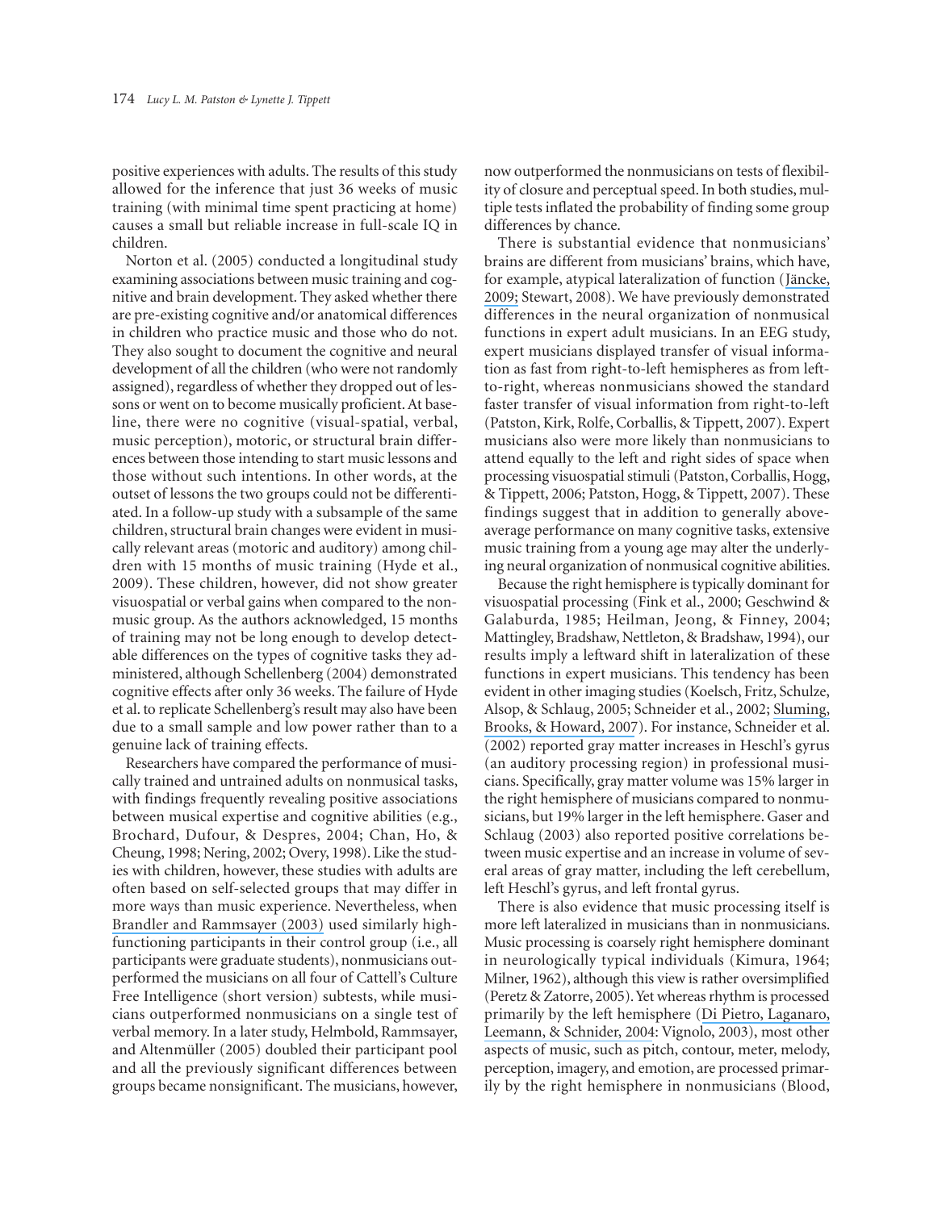positive experiences with adults. The results of this study allowed for the inference that just 36 weeks of music training (with minimal time spent practicing at home) causes a small but reliable increase in full-scale IQ in children.

Norton et al. (2005) conducted a longitudinal study examining associations between music training and cognitive and brain development. They asked whether there are pre-existing cognitive and/or anatomical differences in children who practice music and those who do not. They also sought to document the cognitive and neural development of all the children (who were not randomly assigned), regardless of whether they dropped out of lessons or went on to become musically proficient. At baseline, there were no cognitive (visual-spatial, verbal, music perception), motoric, or structural brain differences between those intending to start music lessons and those without such intentions. In other words, at the outset of lessons the two groups could not be differentiated. In a follow-up study with a subsample of the same children, structural brain changes were evident in musically relevant areas (motoric and auditory) among children with 15 months of music training (Hyde et al., 2009). These children, however, did not show greater visuospatial or verbal gains when compared to the nonmusic group. As the authors acknowledged, 15 months of training may not be long enough to develop detectable differences on the types of cognitive tasks they administered, although Schellenberg (2004) demonstrated cognitive effects after only 36 weeks. The failure of Hyde et al. to replicate Schellenberg's result may also have been due to a small sample and low power rather than to a genuine lack of training effects.

Researchers have compared the performance of musically trained and untrained adults on nonmusical tasks, with findings frequently revealing positive associations between musical expertise and cognitive abilities (e.g., Brochard, Dufour, & Despres, 2004; Chan, Ho, & Cheung, 1998; Nering, 2002; Overy, 1998). Like the studies with children, however, these studies with adults are often based on self-selected groups that may differ in more ways than music experience. Nevertheless, when Brandler and Rammsayer (2003) used similarly high-functioning participants in their control group (i.e., all participants were graduate students), nonmusicians outperformed the musicians on all four of Cattell's Culture Free Intelligence (short version) subtests, while musicians outperformed nonmusicians on a single test of verbal memory. In a later study, Helmbold, Rammsayer, and Altenmüller (2005) doubled their participant pool and all the previously significant differences between groups became nonsignificant. The musicians, however, now outperformed the nonmusicians on tests of flexibility of closure and perceptual speed. In both studies, multiple tests inflated the probability of finding some group differences by chance.

There is substantial evidence that nonmusicians' brains are different from musicians' brains, which have, for example, atypical lateralization of function (Jäncke, 2009; Stewart, 2008). We have previously demonstrated differences in the neural organization of nonmusical functions in expert adult musicians. In an EEG study, expert musicians displayed transfer of visual information as fast from right-to-left hemispheres as from left-to-right, whereas nonmusicians showed the standard faster transfer of visual information from right-to-left (Patston, Kirk, Rolfe, Corballis, & Tippett, 2007). Expert musicians also were more likely than nonmusicians to attend equally to the left and right sides of space when processing visuospatial stimuli (Patston, Corballis, Hogg, & Tippett, 2006; Patston, Hogg, & Tippett, 2007). These findings suggest that in addition to generally above-average performance on many cognitive tasks, extensive music training from a young age may alter the underlying neural organization of nonmusical cognitive abilities.

Because the right hemisphere is typically dominant for visuospatial processing (Fink et al., 2000; Geschwind & Galaburda, 1985; Heilman, Jeong, & Finney, 2004; Mattingley, Bradshaw, Nettleton, & Bradshaw, 1994), our results imply a leftward shift in lateralization of these functions in expert musicians. This tendency has been evident in other imaging studies (Koelsch, Fritz, Schulze, Alsop, & Schlaug, 2005; Schneider et al., 2002; Sluming, Brooks, & Howard, 2007). For instance, Schneider et al. (2002) reported gray matter increases in Heschl's gyrus (an auditory processing region) in professional musicians. Specifically, gray matter volume was 15% larger in the right hemisphere of musicians compared to nonmusicians, but 19% larger in the left hemisphere. Gaser and Schlaug (2003) also reported positive correlations between music expertise and an increase in volume of several areas of gray matter, including the left cerebellum, left Heschl's gyrus, and left frontal gyrus.

There is also evidence that music processing itself is more left lateralized in musicians than in nonmusicians. Music processing is coarsely right hemisphere dominant in neurologically typical individuals (Kimura, 1964; Milner, 1962), although this view is rather oversimplified (Peretz & Zatorre, 2005). Yet whereas rhythm is processed primarily by the left hemisphere (Di Pietro, Laganaro, Leemann, & Schnider, 2004: Vignolo, 2003), most other aspects of music, such as pitch, contour, meter, melody, perception, imagery, and emotion, are processed primarily by the right hemisphere in nonmusicians (Blood,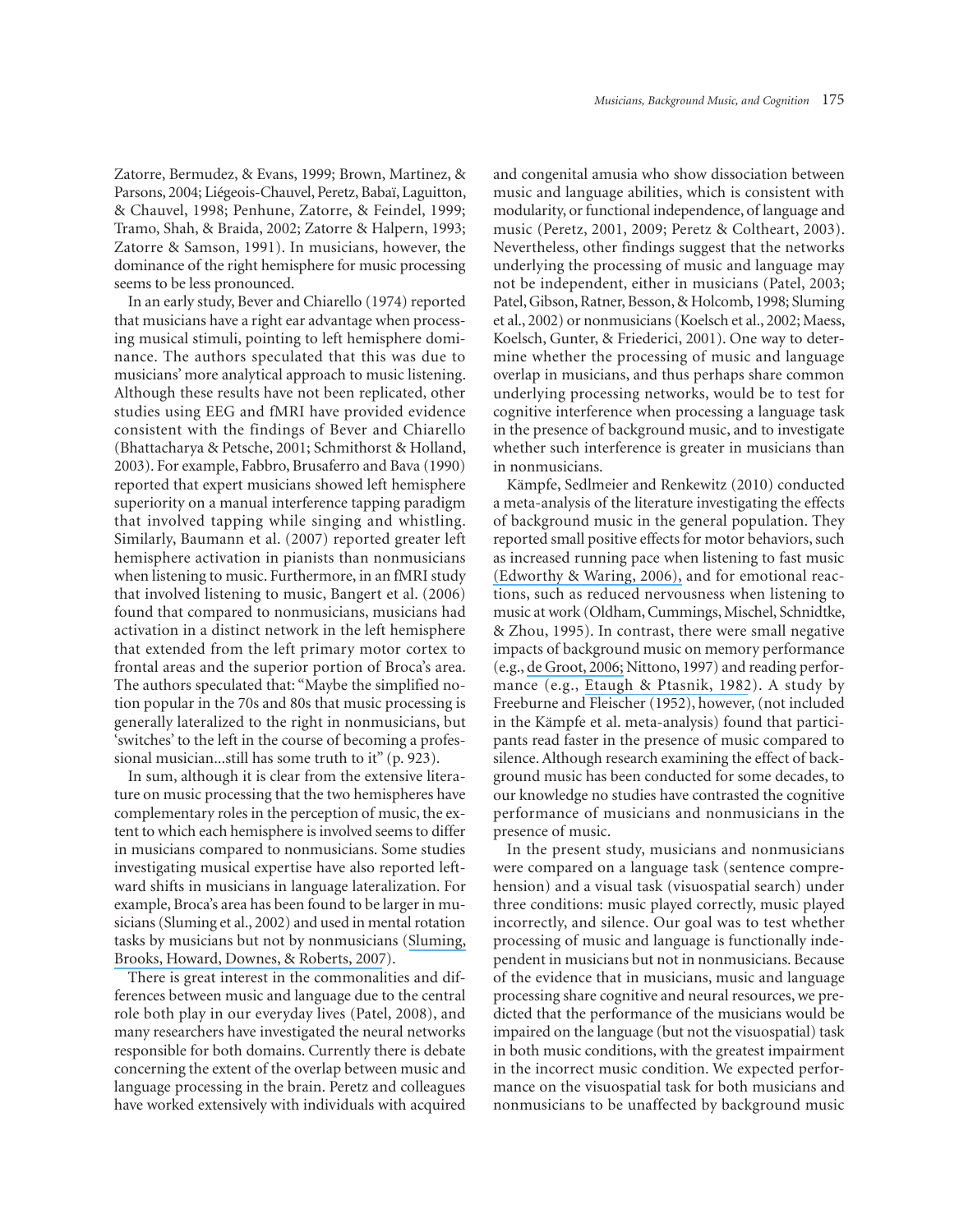Zatorre, Bermudez, & Evans, 1999; Brown, Martinez, & Parsons, 2004; Liégeois-Chauvel, Peretz, Babaï, Laguitton, & Chauvel, 1998; Penhune, Zatorre, & Feindel, 1999; Tramo, Shah, & Braida, 2002; Zatorre & Halpern, 1993; Zatorre & Samson, 1991). In musicians, however, the dominance of the right hemisphere for music processing seems to be less pronounced.

In an early study, Bever and Chiarello (1974) reported that musicians have a right ear advantage when processing musical stimuli, pointing to left hemisphere dominance. The authors speculated that this was due to musicians' more analytical approach to music listening. Although these results have not been replicated, other studies using EEG and fMRI have provided evidence consistent with the findings of Bever and Chiarello (Bhattacharya & Petsche, 2001; Schmithorst & Holland, 2003). For example, Fabbro, Brusaferro and Bava (1990) reported that expert musicians showed left hemisphere superiority on a manual interference tapping paradigm that involved tapping while singing and whistling. Similarly, Baumann et al. (2007) reported greater left hemisphere activation in pianists than nonmusicians when listening to music. Furthermore, in an fMRI study that involved listening to music, Bangert et al. (2006) found that compared to nonmusicians, musicians had activation in a distinct network in the left hemisphere that extended from the left primary motor cortex to frontal areas and the superior portion of Broca's area. The authors speculated that: "Maybe the simplified notion popular in the 70s and 80s that music processing is generally lateralized to the right in nonmusicians, but 'switches' to the left in the course of becoming a professional musician...still has some truth to it" (p. 923).

In sum, although it is clear from the extensive literature on music processing that the two hemispheres have complementary roles in the perception of music, the extent to which each hemisphere is involved seems to differ in musicians compared to nonmusicians. Some studies investigating musical expertise have also reported leftward shifts in musicians in language lateralization. For example, Broca's area has been found to be larger in musicians (Sluming et al., 2002) and used in mental rotation tasks by musicians but not by nonmusicians (Sluming, Brooks, Howard, Downes, & Roberts, 2007).

There is great interest in the commonalities and differences between music and language due to the central role both play in our everyday lives (Patel, 2008), and many researchers have investigated the neural networks responsible for both domains. Currently there is debate concerning the extent of the overlap between music and language processing in the brain. Peretz and colleagues have worked extensively with individuals with acquired and congenital amusia who show dissociation between music and language abilities, which is consistent with modularity, or functional independence, of language and music (Peretz, 2001, 2009; Peretz & Coltheart, 2003). Nevertheless, other findings suggest that the networks underlying the processing of music and language may not be independent, either in musicians (Patel, 2003; Patel, Gibson, Ratner, Besson, & Holcomb, 1998; Sluming et al., 2002) or nonmusicians (Koelsch et al., 2002; Maess, Koelsch, Gunter, & Friederici, 2001). One way to determine whether the processing of music and language overlap in musicians, and thus perhaps share common underlying processing networks, would be to test for cognitive interference when processing a language task in the presence of background music, and to investigate whether such interference is greater in musicians than in nonmusicians.

Kämpfe, Sedlmeier and Renkewitz (2010) conducted a meta-analysis of the literature investigating the effects of background music in the general population. They reported small positive effects for motor behaviors, such as increased running pace when listening to fast music (Edworthy & Waring, 2006), and for emotional reactions, such as reduced nervousness when listening to music at work (Oldham, Cummings, Mischel, Schnidtke, & Zhou, 1995). In contrast, there were small negative impacts of background music on memory performance (e.g., de Groot, 2006; Nittono, 1997) and reading performance (e.g., Etaugh & Ptasnik, 1982). A study by Freeburne and Fleischer (1952), however, (not included in the Kämpfe et al. meta-analysis) found that participants read faster in the presence of music compared to silence. Although research examining the effect of background music has been conducted for some decades, to our knowledge no studies have contrasted the cognitive performance of musicians and nonmusicians in the presence of music.

In the present study, musicians and nonmusicians were compared on a language task (sentence comprehension) and a visual task (visuospatial search) under three conditions: music played correctly, music played incorrectly, and silence. Our goal was to test whether processing of music and language is functionally independent in musicians but not in nonmusicians. Because of the evidence that in musicians, music and language processing share cognitive and neural resources, we predicted that the performance of the musicians would be impaired on the language (but not the visuospatial) task in both music conditions, with the greatest impairment in the incorrect music condition. We expected performance on the visuospatial task for both musicians and nonmusicians to be unaffected by background music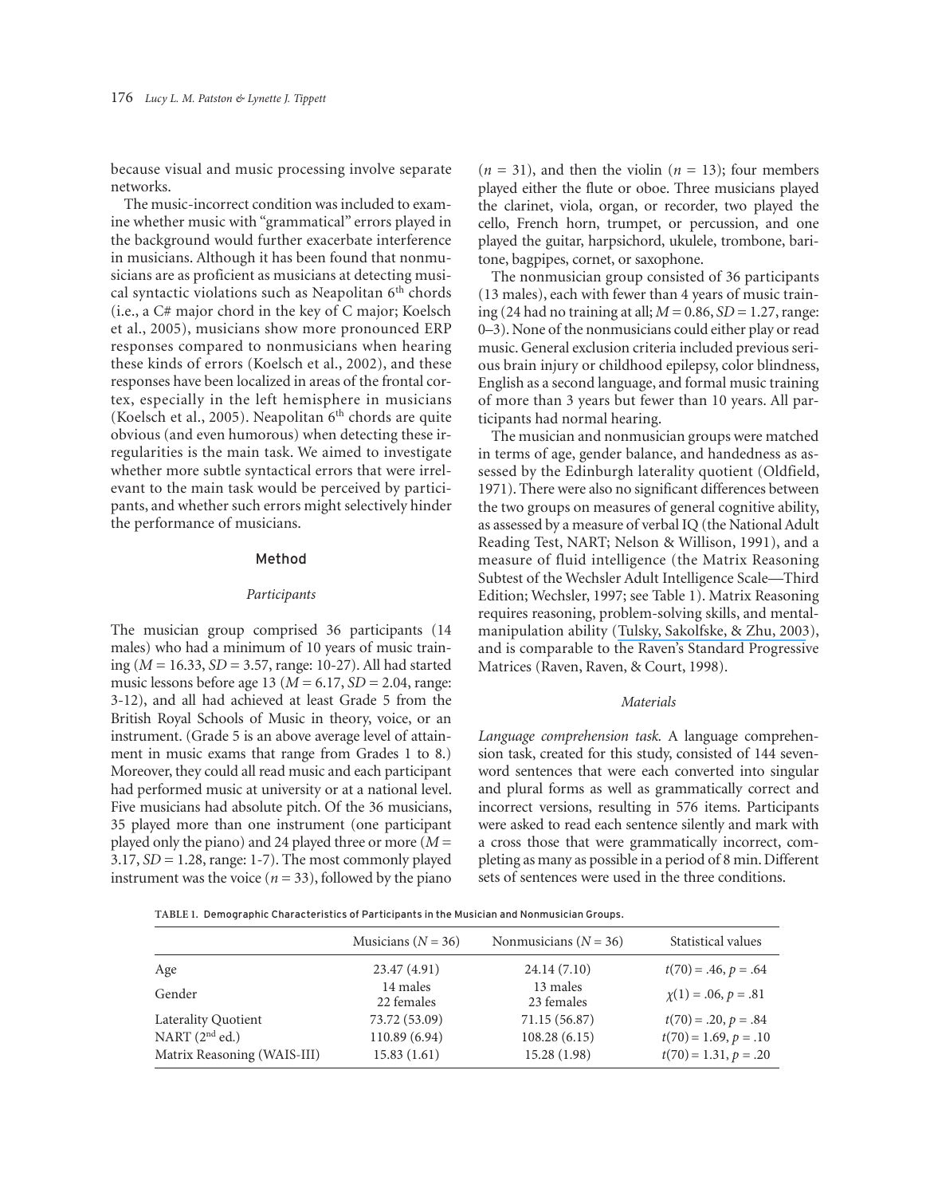because visual and music processing involve separate networks.

The music-incorrect condition was included to examine whether music with "grammatical" errors played in the background would further exacerbate interference in musicians. Although it has been found that nonmusicians are as proficient as musicians at detecting musical syntactic violations such as Neapolitan 6th chords (i.e., a C# major chord in the key of C major; Koelsch et al., 2005), musicians show more pronounced ERP responses compared to nonmusicians when hearing these kinds of errors (Koelsch et al., 2002), and these responses have been localized in areas of the frontal cortex, especially in the left hemisphere in musicians (Koelsch et al., 2005). Neapolitan 6th chords are quite obvious (and even humorous) when detecting these irregularities is the main task. We aimed to investigate whether more subtle syntactical errors that were irrelevant to the main task would be perceived by participants, and whether such errors might selectively hinder the performance of musicians.

## Method

### *Participants*

The musician group comprised 36 participants (14 males) who had a minimum of 10 years of music training ($M$ = 16.33, $SD$ = 3.57, range: 10-27). All had started music lessons before age 13 ($M$ = 6.17, $SD$ = 2.04, range: 3-12), and all had achieved at least Grade 5 from the British Royal Schools of Music in theory, voice, or an instrument. (Grade 5 is an above average level of attainment in music exams that range from Grades 1 to 8.) Moreover, they could all read music and each participant had performed music at university or at a national level. Five musicians had absolute pitch. Of the 36 musicians, 35 played more than one instrument (one participant played only the piano) and 24 played three or more ($M$ = 3.17, $SD$ = 1.28, range: 1-7). The most commonly played instrument was the voice ($n$ = 33), followed by the piano ($n$ = 31), and then the violin ($n$ = 13); four members played either the flute or oboe. Three musicians played the clarinet, viola, organ, or recorder, two played the cello, French horn, trumpet, or percussion, and one played the guitar, harpsichord, ukulele, trombone, baritone, bagpipes, cornet, or saxophone.

The nonmusician group consisted of 36 participants (13 males), each with fewer than 4 years of music training (24 had no training at all; $M$ = 0.86, $SD$ = 1.27, range: 0–3). None of the nonmusicians could either play or read music. General exclusion criteria included previous serious brain injury or childhood epilepsy, color blindness, English as a second language, and formal music training of more than 3 years but fewer than 10 years. All participants had normal hearing.

The musician and nonmusician groups were matched in terms of age, gender balance, and handedness as assessed by the Edinburgh laterality quotient (Oldfield, 1971). There were also no significant differences between the two groups on measures of general cognitive ability, as assessed by a measure of verbal IQ (the National Adult Reading Test, NART; Nelson & Willison, 1991), and a measure of fluid intelligence (the Matrix Reasoning Subtest of the Wechsler Adult Intelligence Scale—Third Edition; Wechsler, 1997; see Table 1). Matrix Reasoning requires reasoning, problem-solving skills, and mental-manipulation ability (Tulsky, Sakolfske, & Zhu, 2003), and is comparable to the Raven's Standard Progressive Matrices (Raven, Raven, & Court, 1998).

### *Materials*

*Language comprehension task.* A language comprehension task, created for this study, consisted of 144 seven-word sentences that were each converted into singular and plural forms as well as grammatically correct and incorrect versions, resulting in 576 items. Participants were asked to read each sentence silently and mark with a cross those that were grammatically incorrect, completing as many as possible in a period of 8 min. Different sets of sentences were used in the three conditions.

TABLE 1. Demographic Characteristics of Participants in the Musician and Nonmusician Groups.

| | Musicians ($N$ = 36) | Nonmusicians ($N$ = 36) | Statistical values |
|---|---|---|---|
| Age | 23.47 (4.91) | 24.14 (7.10) | $t(70) = .46, p = .64$ |
| Gender | 14 males<br>22 females | 13 males<br>23 females | $\chi(1) = .06, p = .81$ |
| Laterality Quotient | 73.72 (53.09) | 71.15 (56.87) | $t(70) = .20, p = .84$ |
| NART (2nd ed.) | 110.89 (6.94) | 108.28 (6.15) | $t(70) = 1.69, p = .10$ |
| Matrix Reasoning (WAIS-III) | 15.83 (1.61) | 15.28 (1.98) | $t(70) = 1.31, p = .20$ |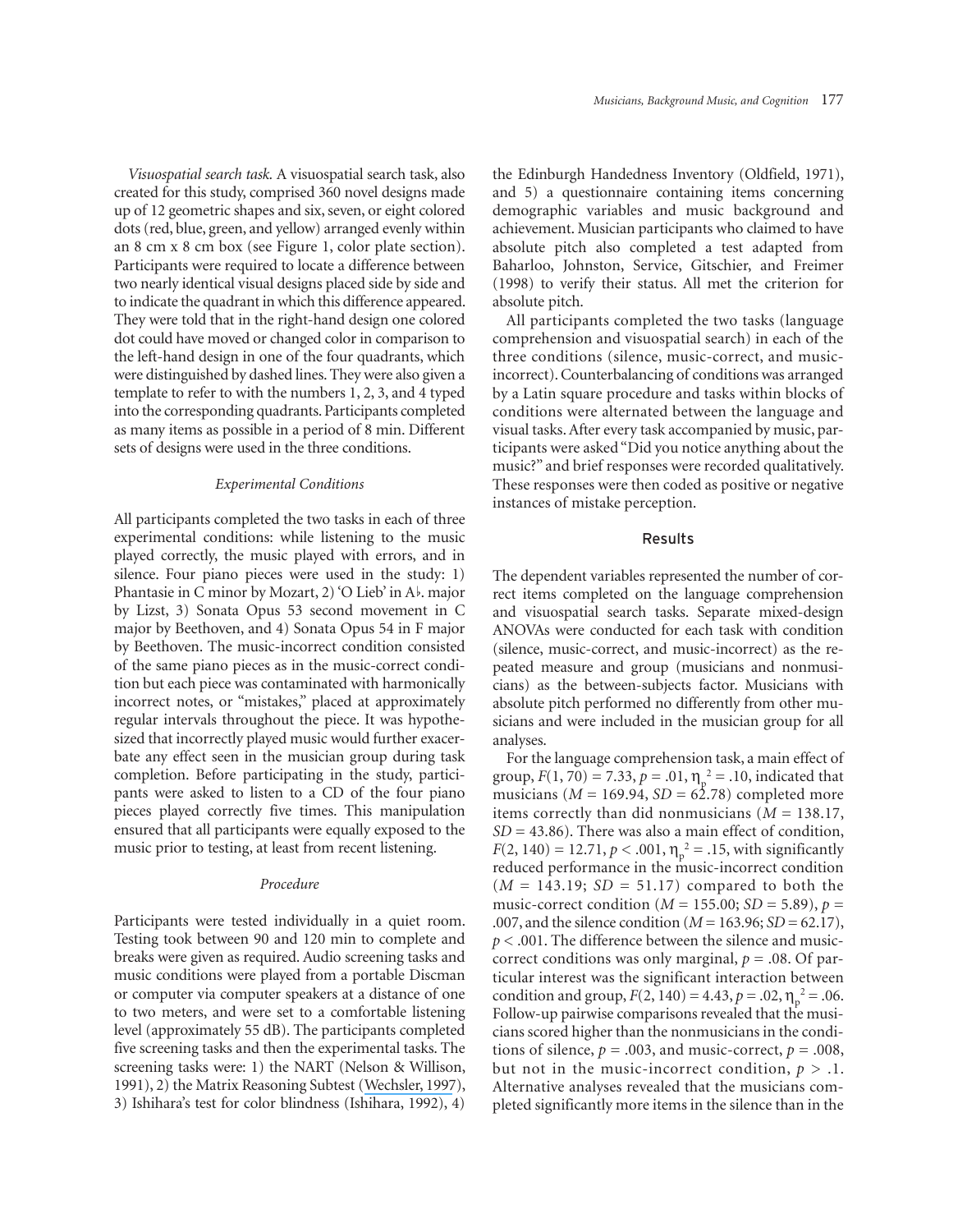*Visuospatial search task.* A visuospatial search task, also created for this study, comprised 360 novel designs made up of 12 geometric shapes and six, seven, or eight colored dots (red, blue, green, and yellow) arranged evenly within an 8 cm x 8 cm box (see Figure 1, color plate section). Participants were required to locate a difference between two nearly identical visual designs placed side by side and to indicate the quadrant in which this difference appeared. They were told that in the right-hand design one colored dot could have moved or changed color in comparison to the left-hand design in one of the four quadrants, which were distinguished by dashed lines. They were also given a template to refer to with the numbers 1, 2, 3, and 4 typed into the corresponding quadrants. Participants completed as many items as possible in a period of 8 min. Different sets of designs were used in the three conditions.

### *Experimental Conditions*

All participants completed the two tasks in each of three experimental conditions: while listening to the music played correctly, the music played with errors, and in silence. Four piano pieces were used in the study: 1) Phantasie in C minor by Mozart, 2) 'O Lieb' in A♭ major by Lizst, 3) Sonata Opus 53 second movement in C major by Beethoven, and 4) Sonata Opus 54 in F major by Beethoven. The music-incorrect condition consisted of the same piano pieces as in the music-correct condition but each piece was contaminated with harmonically incorrect notes, or "mistakes," placed at approximately regular intervals throughout the piece. It was hypothesized that incorrectly played music would further exacerbate any effect seen in the musician group during task completion. Before participating in the study, participants were asked to listen to a CD of the four piano pieces played correctly five times. This manipulation ensured that all participants were equally exposed to the music prior to testing, at least from recent listening.

### *Procedure*

Participants were tested individually in a quiet room. Testing took between 90 and 120 min to complete and breaks were given as required. Audio screening tasks and music conditions were played from a portable Discman or computer via computer speakers at a distance of one to two meters, and were set to a comfortable listening level (approximately 55 dB). The participants completed five screening tasks and then the experimental tasks. The screening tasks were: 1) the NART (Nelson & Willison, 1991), 2) the Matrix Reasoning Subtest (Wechsler, 1997), 3) Ishihara's test for color blindness (Ishihara, 1992), 4) the Edinburgh Handedness Inventory (Oldfield, 1971), and 5) a questionnaire containing items concerning demographic variables and music background and achievement. Musician participants who claimed to have absolute pitch also completed a test adapted from Baharloo, Johnston, Service, Gitschier, and Freimer (1998) to verify their status. All met the criterion for absolute pitch.

All participants completed the two tasks (language comprehension and visuospatial search) in each of the three conditions (silence, music-correct, and music-incorrect). Counterbalancing of conditions was arranged by a Latin square procedure and tasks within blocks of conditions were alternated between the language and visual tasks. After every task accompanied by music, participants were asked "Did you notice anything about the music?" and brief responses were recorded qualitatively. These responses were then coded as positive or negative instances of mistake perception.

## Results

The dependent variables represented the number of correct items completed on the language comprehension and visuospatial search tasks. Separate mixed-design ANOVAs were conducted for each task with condition (silence, music-correct, and music-incorrect) as the repeated measure and group (musicians and nonmusicians) as the between-subjects factor. Musicians with absolute pitch performed no differently from other musicians and were included in the musician group for all analyses.

For the language comprehension task, a main effect of group, $F(1, 70) = 7.33$, $p = .01$, $\eta_p^2 = .10$, indicated that musicians ($M = 169.94$, $SD = 62.78$) completed more items correctly than did nonmusicians ($M = 138.17$, $SD = 43.86$). There was also a main effect of condition, $F(2, 140) = 12.71$, $p < .001$, $\eta_p^2 = .15$, with significantly reduced performance in the music-incorrect condition ($M = 143.19$; $SD = 51.17$) compared to both the music-correct condition ($M = 155.00$; $SD = 5.89$), $p = .007$, and the silence condition ($M = 163.96$; $SD = 62.17$), $p < .001$. The difference between the silence and music-correct conditions was only marginal, $p = .08$. Of particular interest was the significant interaction between condition and group, $F(2, 140) = 4.43$, $p = .02$, $\eta_p^2 = .06$. Follow-up pairwise comparisons revealed that the musicians scored higher than the nonmusicians in the conditions of silence, $p = .003$, and music-correct, $p = .008$, but not in the music-incorrect condition, $p > .1$. Alternative analyses revealed that the musicians completed significantly more items in the silence than in the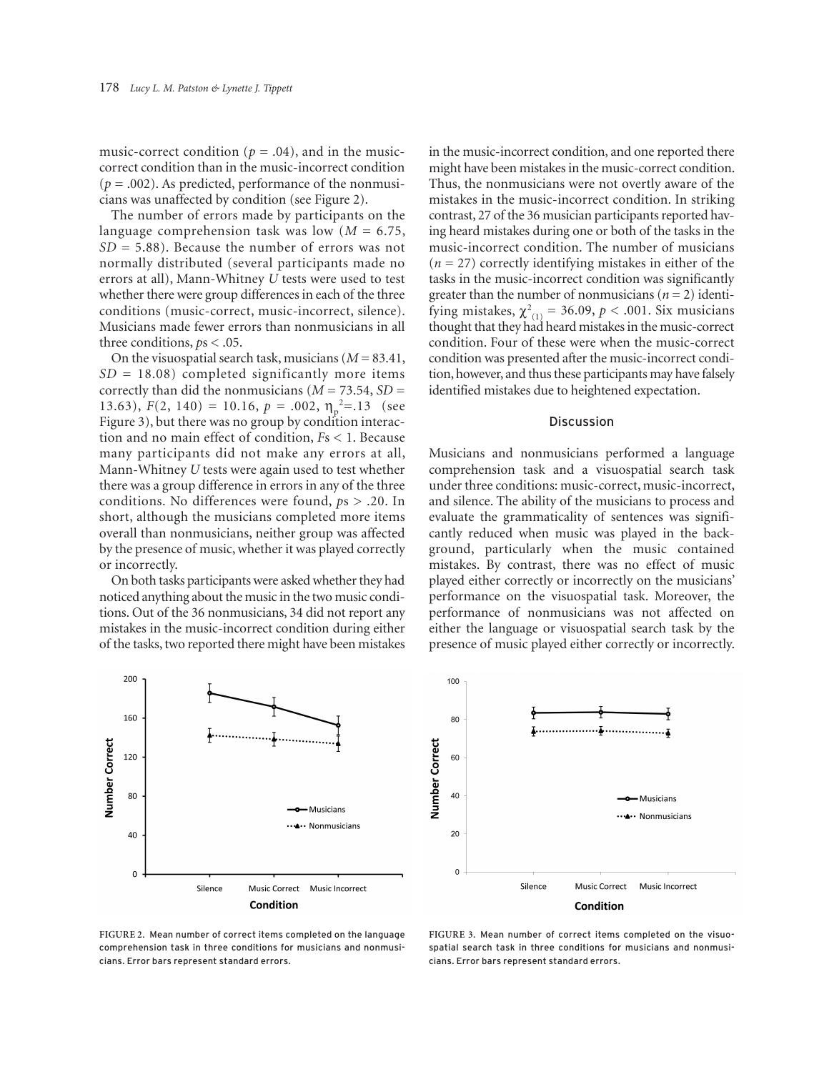music-correct condition ($p = .04$), and in the music-correct condition than in the music-incorrect condition ($p = .002$). As predicted, performance of the nonmusicians was unaffected by condition (see Figure 2).

The number of errors made by participants on the language comprehension task was low ($M = 6.75$, $SD = 5.88$). Because the number of errors was not normally distributed (several participants made no errors at all), Mann-Whitney *U* tests were used to test whether there were group differences in each of the three conditions (music-correct, music-incorrect, silence). Musicians made fewer errors than nonmusicians in all three conditions, $ps < .05$.

On the visuospatial search task, musicians ($M = 83.41$, $SD = 18.08$) completed significantly more items correctly than did the nonmusicians ($M = 73.54$, $SD = 13.63$), $F(2, 140) = 10.16$, $p = .002$, $\eta_p^2 = .13$ (see Figure 3), but there was no group by condition interaction and no main effect of condition, $Fs < 1$. Because many participants did not make any errors at all, Mann-Whitney *U* tests were again used to test whether there was a group difference in errors in any of the three conditions. No differences were found, $ps > .20$. In short, although the musicians completed more items overall than nonmusicians, neither group was affected by the presence of music, whether it was played correctly or incorrectly.

On both tasks participants were asked whether they had noticed anything about the music in the two music conditions. Out of the 36 nonmusicians, 34 did not report any mistakes in the music-incorrect condition during either of the tasks, two reported there might have been mistakes in the music-incorrect condition, and one reported there might have been mistakes in the music-correct condition. Thus, the nonmusicians were not overtly aware of the mistakes in the music-incorrect condition. In striking contrast, 27 of the 36 musician participants reported having heard mistakes during one or both of the tasks in the music-incorrect condition. The number of musicians ($n = 27$) correctly identifying mistakes in either of the tasks in the music-incorrect condition was significantly greater than the number of nonmusicians ($n = 2$) identifying mistakes, $\chi^2_{(1)} = 36.09$, $p < .001$. Six musicians thought that they had heard mistakes in the music-correct condition. Four of these were when the music-correct condition was presented after the music-incorrect condition, however, and thus these participants may have falsely identified mistakes due to heightened expectation.

## Discussion

Musicians and nonmusicians performed a language comprehension task and a visuospatial search task under three conditions: music-correct, music-incorrect, and silence. The ability of the musicians to process and evaluate the grammaticality of sentences was significantly reduced when music was played in the background, particularly when the music contained mistakes. By contrast, there was no effect of music played either correctly or incorrectly on the musicians' performance on the visuospatial task. Moreover, the performance of nonmusicians was not affected on either the language or visuospatial search task by the presence of music played either correctly or incorrectly.

FIGURE 2. Mean number of correct items completed on the language comprehension task in three conditions for musicians and nonmusicians. Error bars represent standard errors.

FIGURE 3. Mean number of correct items completed on the visuospatial search task in three conditions for musicians and nonmusicians. Error bars represent standard errors.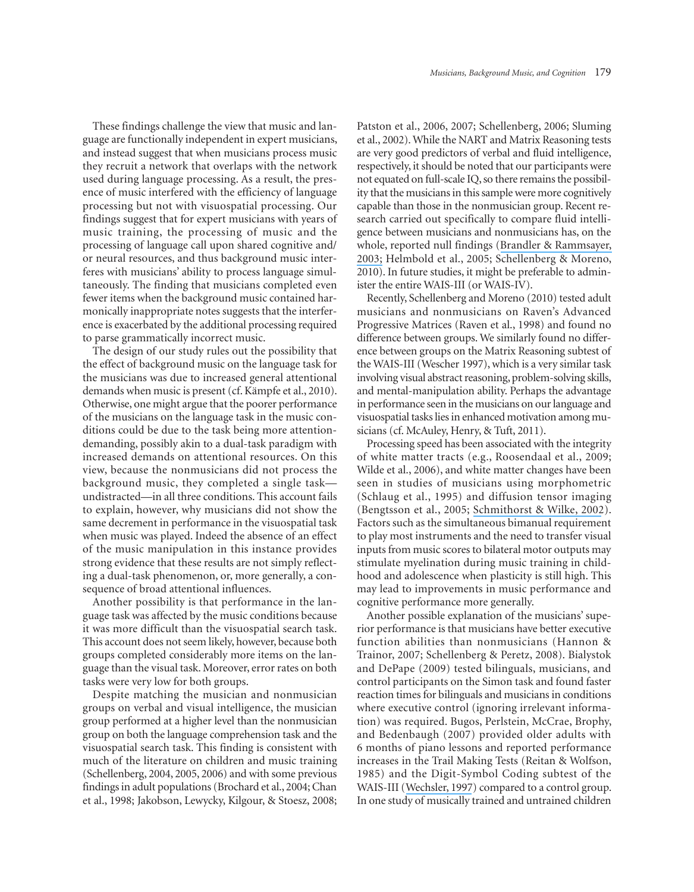These findings challenge the view that music and language are functionally independent in expert musicians, and instead suggest that when musicians process music they recruit a network that overlaps with the network used during language processing. As a result, the presence of music interfered with the efficiency of language processing but not with visuospatial processing. Our findings suggest that for expert musicians with years of music training, the processing of music and the processing of language call upon shared cognitive and/or neural resources, and thus background music interferes with musicians' ability to process language simultaneously. The finding that musicians completed even fewer items when the background music contained harmonically inappropriate notes suggests that the interference is exacerbated by the additional processing required to parse grammatically incorrect music.

The design of our study rules out the possibility that the effect of background music on the language task for the musicians was due to increased general attentional demands when music is present (cf. Kämpfe et al., 2010). Otherwise, one might argue that the poorer performance of the musicians on the language task in the music conditions could be due to the task being more attention-demanding, possibly akin to a dual-task paradigm with increased demands on attentional resources. On this view, because the nonmusicians did not process the background music, they completed a single task—undistracted—in all three conditions. This account fails to explain, however, why musicians did not show the same decrement in performance in the visuospatial task when music was played. Indeed the absence of an effect of the music manipulation in this instance provides strong evidence that these results are not simply reflecting a dual-task phenomenon, or, more generally, a consequence of broad attentional influences.

Another possibility is that performance in the language task was affected by the music conditions because it was more difficult than the visuospatial search task. This account does not seem likely, however, because both groups completed considerably more items on the language than the visual task. Moreover, error rates on both tasks were very low for both groups.

Despite matching the musician and nonmusician groups on verbal and visual intelligence, the musician group performed at a higher level than the nonmusician group on both the language comprehension task and the visuospatial search task. This finding is consistent with much of the literature on children and music training (Schellenberg, 2004, 2005, 2006) and with some previous findings in adult populations (Brochard et al., 2004; Chan et al., 1998; Jakobson, Lewycky, Kilgour, & Stoesz, 2008; Patston et al., 2006, 2007; Schellenberg, 2006; Sluming et al., 2002). While the NART and Matrix Reasoning tests are very good predictors of verbal and fluid intelligence, respectively, it should be noted that our participants were not equated on full-scale IQ, so there remains the possibility that the musicians in this sample were more cognitively capable than those in the nonmusician group. Recent research carried out specifically to compare fluid intelligence between musicians and nonmusicians has, on the whole, reported null findings (Brandler & Rammsayer, 2003; Helmbold et al., 2005; Schellenberg & Moreno, 2010). In future studies, it might be preferable to administer the entire WAIS-III (or WAIS-IV).

Recently, Schellenberg and Moreno (2010) tested adult musicians and nonmusicians on Raven's Advanced Progressive Matrices (Raven et al., 1998) and found no difference between groups. We similarly found no difference between groups on the Matrix Reasoning subtest of the WAIS-III (Wescher 1997), which is a very similar task involving visual abstract reasoning, problem-solving skills, and mental-manipulation ability. Perhaps the advantage in performance seen in the musicians on our language and visuospatial tasks lies in enhanced motivation among musicians (cf. McAuley, Henry, & Tuft, 2011).

Processing speed has been associated with the integrity of white matter tracts (e.g., Roosendaal et al., 2009; Wilde et al., 2006), and white matter changes have been seen in studies of musicians using morphometric (Schlaug et al., 1995) and diffusion tensor imaging (Bengtsson et al., 2005; Schmithorst & Wilke, 2002). Factors such as the simultaneous bimanual requirement to play most instruments and the need to transfer visual inputs from music scores to bilateral motor outputs may stimulate myelination during music training in childhood and adolescence when plasticity is still high. This may lead to improvements in music performance and cognitive performance more generally.

Another possible explanation of the musicians' superior performance is that musicians have better executive function abilities than nonmusicians (Hannon & Trainor, 2007; Schellenberg & Peretz, 2008). Bialystok and DePape (2009) tested bilinguals, musicians, and control participants on the Simon task and found faster reaction times for bilinguals and musicians in conditions where executive control (ignoring irrelevant information) was required. Bugos, Perlstein, McCrae, Brophy, and Bedenbaugh (2007) provided older adults with 6 months of piano lessons and reported performance increases in the Trail Making Tests (Reitan & Wolfson, 1985) and the Digit-Symbol Coding subtest of the WAIS-III (Wechsler, 1997) compared to a control group. In one study of musically trained and untrained children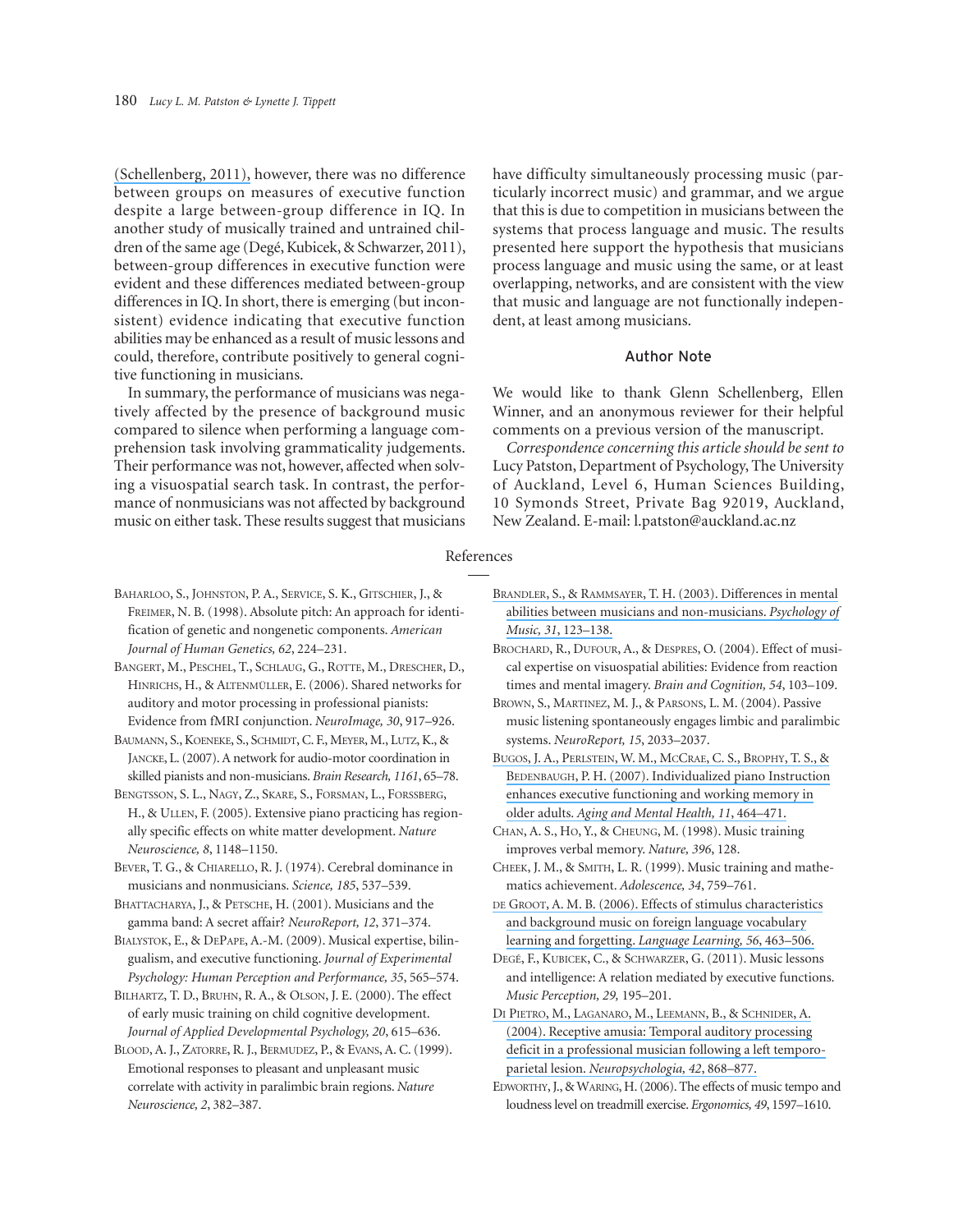(Schellenberg, 2011), however, there was no difference between groups on measures of executive function despite a large between-group difference in IQ. In another study of musically trained and untrained children of the same age (Degé, Kubicek, & Schwarzer, 2011), between-group differences in executive function were evident and these differences mediated between-group differences in IQ. In short, there is emerging (but inconsistent) evidence indicating that executive function abilities may be enhanced as a result of music lessons and could, therefore, contribute positively to general cognitive functioning in musicians.

In summary, the performance of musicians was negatively affected by the presence of background music compared to silence when performing a language comprehension task involving grammaticality judgements. Their performance was not, however, affected when solving a visuospatial search task. In contrast, the performance of nonmusicians was not affected by background music on either task. These results suggest that musicians have difficulty simultaneously processing music (particularly incorrect music) and grammar, and we argue that this is due to competition in musicians between the systems that process language and music. The results presented here support the hypothesis that musicians process language and music using the same, or at least overlapping, networks, and are consistent with the view that music and language are not functionally independent, at least among musicians.

## Author Note

We would like to thank Glenn Schellenberg, Ellen Winner, and an anonymous reviewer for their helpful comments on a previous version of the manuscript.

*Correspondence concerning this article should be sent to* Lucy Patston, Department of Psychology, The University of Auckland, Level 6, Human Sciences Building, 10 Symonds Street, Private Bag 92019, Auckland, New Zealand. E-mail: l.patston@auckland.ac.nz

## References

Baharloo, S., Johnston, P. A., Service, S. K., Gitschier, J., & Freimer, N. B. (1998). Absolute pitch: An approach for identification of genetic and nongenetic components. *American Journal of Human Genetics, 62*, 224–231.

Bangert, M., Peschel, T., Schlaug, G., Rotte, M., Drescher, D., Hinrichs, H., & Altenmüller, E. (2006). Shared networks for auditory and motor processing in professional pianists: Evidence from fMRI conjunction. *NeuroImage, 30*, 917–926.

Baumann, S., Koeneke, S., Schmidt, C. F., Meyer, M., Lutz, K., & Jancke, L. (2007). A network for audio-motor coordination in skilled pianists and non-musicians. *Brain Research, 1161*, 65–78.

Bengtsson, S. L., Nagy, Z., Skare, S., Forsman, L., Forssberg, H., & Ullen, F. (2005). Extensive piano practicing has regionally specific effects on white matter development. *Nature Neuroscience, 8*, 1148–1150.

Bever, T. G., & Chiarello, R. J. (1974). Cerebral dominance in musicians and nonmusicians. *Science, 185*, 537–539.

Bhattacharya, J., & Petsche, H. (2001). Musicians and the gamma band: A secret affair? *NeuroReport, 12*, 371–374.

Bialystok, E., & DePape, A.-M. (2009). Musical expertise, bilingualism, and executive functioning. *Journal of Experimental Psychology: Human Perception and Performance, 35*, 565–574.

Bilhartz, T. D., Bruhn, R. A., & Olson, J. E. (2000). The effect of early music training on child cognitive development. *Journal of Applied Developmental Psychology, 20*, 615–636.

Blood, A. J., Zatorre, R. J., Bermudez, P., & Evans, A. C. (1999). Emotional responses to pleasant and unpleasant music correlate with activity in paralimbic brain regions. *Nature Neuroscience, 2*, 382–387.

Brandler, S., & Rammsayer, T. H. (2003). Differences in mental abilities between musicians and non-musicians. *Psychology of Music, 31*, 123–138.

Brochard, R., Dufour, A., & Despres, O. (2004). Effect of musical expertise on visuospatial abilities: Evidence from reaction times and mental imagery. *Brain and Cognition, 54*, 103–109.

Brown, S., Martinez, M. J., & Parsons, L. M. (2004). Passive music listening spontaneously engages limbic and paralimbic systems. *NeuroReport, 15*, 2033–2037.

Bugos, J. A., Perlstein, W. M., McCrae, C. S., Brophy, T. S., & Bedenbaugh, P. H. (2007). Individualized piano Instruction enhances executive functioning and working memory in older adults. *Aging and Mental Health, 11*, 464–471.

Chan, A. S., Ho, Y., & Cheung, M. (1998). Music training improves verbal memory. *Nature, 396*, 128.

Cheek, J. M., & Smith, L. R. (1999). Music training and mathematics achievement. *Adolescence, 34*, 759–761.

de Groot, A. M. B. (2006). Effects of stimulus characteristics and background music on foreign language vocabulary learning and forgetting. *Language Learning, 56*, 463–506.

Degé, F., Kubicek, C., & Schwarzer, G. (2011). Music lessons and intelligence: A relation mediated by executive functions. *Music Perception, 29,* 195–201.

Di Pietro, M., Laganaro, M., Leemann, B., & Schnider, A. (2004). Receptive amusia: Temporal auditory processing deficit in a professional musician following a left temporo-parietal lesion. *Neuropsychologia, 42*, 868–877.

Edworthy, J., & Waring, H. (2006). The effects of music tempo and loudness level on treadmill exercise. *Ergonomics, 49*, 1597–1610.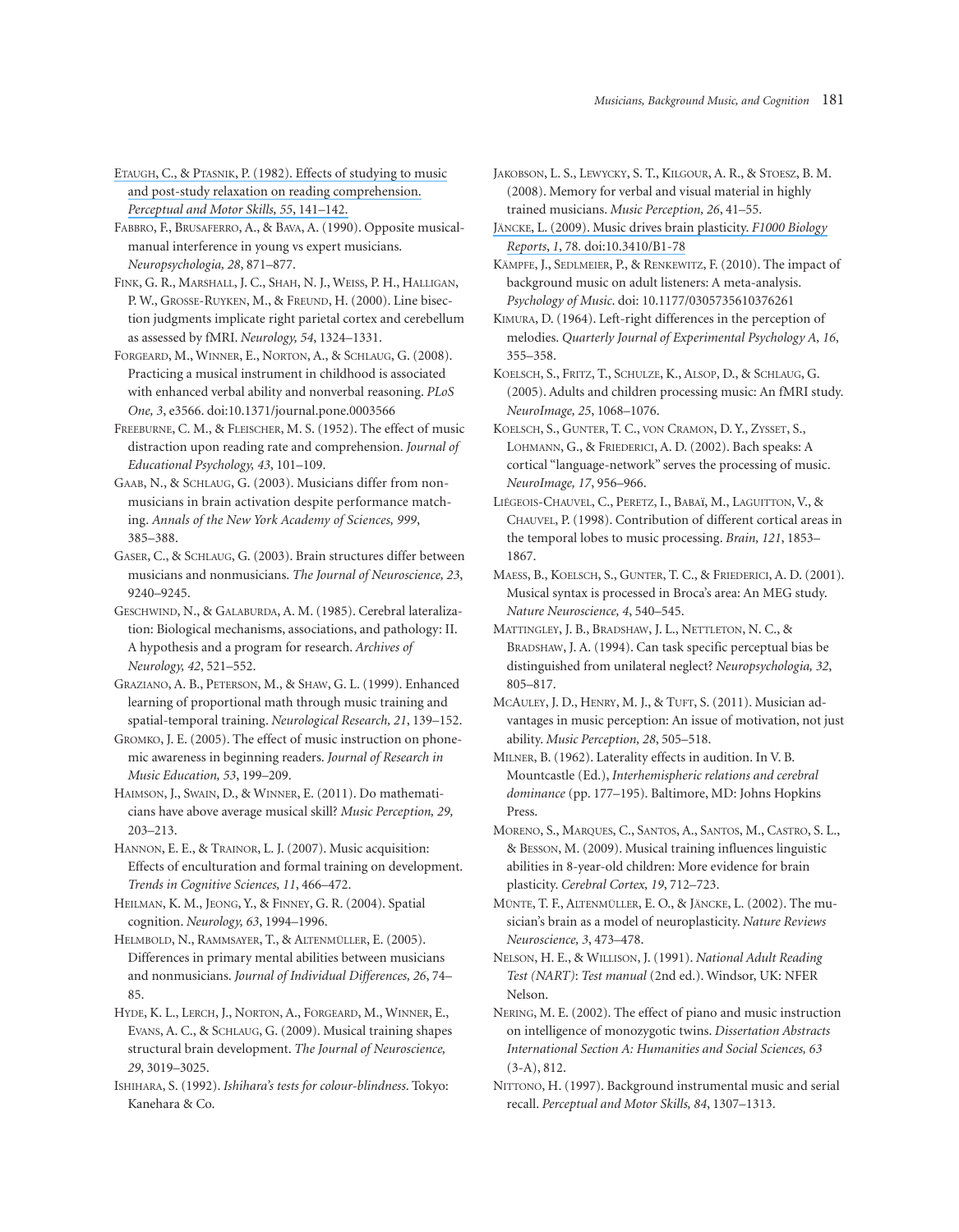Etaugh, C., & Ptasnik, P. (1982). Effects of studying to music and post-study relaxation on reading comprehension. *Perceptual and Motor Skills, 55*, 141–142.

Fabbro, F., Brusaferro, A., & Bava, A. (1990). Opposite musical-manual interference in young vs expert musicians. *Neuropsychologia, 28*, 871–877.

Fink, G. R., Marshall, J. C., Shah, N. J., Weiss, P. H., Halligan, P. W., Grosse-Ruyken, M., & Freund, H. (2000). Line bisection judgments implicate right parietal cortex and cerebellum as assessed by fMRI. *Neurology, 54*, 1324–1331.

Forgeard, M., Winner, E., Norton, A., & Schlaug, G. (2008). Practicing a musical instrument in childhood is associated with enhanced verbal ability and nonverbal reasoning. *PLoS One, 3*, e3566. doi:10.1371/journal.pone.0003566

Freeburne, C. M., & Fleischer, M. S. (1952). The effect of music distraction upon reading rate and comprehension. *Journal of Educational Psychology, 43*, 101–109.

Gaab, N., & Schlaug, G. (2003). Musicians differ from non-musicians in brain activation despite performance matching. *Annals of the New York Academy of Sciences, 999*, 385–388.

Gaser, C., & Schlaug, G. (2003). Brain structures differ between musicians and nonmusicians. *The Journal of Neuroscience, 23*, 9240–9245.

Geschwind, N., & Galaburda, A. M. (1985). Cerebral lateralization: Biological mechanisms, associations, and pathology: II. A hypothesis and a program for research. *Archives of Neurology, 42*, 521–552.

Graziano, A. B., Peterson, M., & Shaw, G. L. (1999). Enhanced learning of proportional math through music training and spatial-temporal training. *Neurological Research, 21*, 139–152.

Gromko, J. E. (2005). The effect of music instruction on phonemic awareness in beginning readers. *Journal of Research in Music Education, 53*, 199–209.

Haimson, J., Swain, D., & Winner, E. (2011). Do mathematicians have above average musical skill? *Music Perception, 29*, 203–213.

Hannon, E. E., & Trainor, L. J. (2007). Music acquisition: Effects of enculturation and formal training on development. *Trends in Cognitive Sciences, 11*, 466–472.

Heilman, K. M., Jeong, Y., & Finney, G. R. (2004). Spatial cognition. *Neurology, 63*, 1994–1996.

Helmbold, N., Rammsayer, T., & Altenmüller, E. (2005). Differences in primary mental abilities between musicians and nonmusicians. *Journal of Individual Differences, 26*, 74–85.

Hyde, K. L., Lerch, J., Norton, A., Forgeard, M., Winner, E., Evans, A. C., & Schlaug, G. (2009). Musical training shapes structural brain development. *The Journal of Neuroscience, 29*, 3019–3025.

Ishihara, S. (1992). *Ishihara's tests for colour-blindness*. Tokyo: Kanehara & Co.

Jakobson, L. S., Lewycky, S. T., Kilgour, A. R., & Stoesz, B. M. (2008). Memory for verbal and visual material in highly trained musicians. *Music Perception, 26*, 41–55.

Jäncke, L. (2009). Music drives brain plasticity. *F1000 Biology Reports*, *1*, 78. doi:10.3410/B1-78

Kämpfe, J., Sedlmeier, P., & Renkewitz, F. (2010). The impact of background music on adult listeners: A meta-analysis. *Psychology of Music*. doi: 10.1177/0305735610376261

Kimura, D. (1964). Left-right differences in the perception of melodies. *Quarterly Journal of Experimental Psychology A, 16*, 355–358.

Koelsch, S., Fritz, T., Schulze, K., Alsop, D., & Schlaug, G. (2005). Adults and children processing music: An fMRI study. *NeuroImage, 25*, 1068–1076.

Koelsch, S., Gunter, T. C., von Cramon, D. Y., Zysset, S., Lohmann, G., & Friederici, A. D. (2002). Bach speaks: A cortical "language-network" serves the processing of music. *NeuroImage, 17*, 956–966.

Liégeois-Chauvel, C., Peretz, I., Babaï, M., Laguitton, V., & Chauvel, P. (1998). Contribution of different cortical areas in the temporal lobes to music processing. *Brain, 121*, 1853–1867.

Maess, B., Koelsch, S., Gunter, T. C., & Friederici, A. D. (2001). Musical syntax is processed in Broca's area: An MEG study. *Nature Neuroscience, 4*, 540–545.

Mattingley, J. B., Bradshaw, J. L., Nettleton, N. C., & Bradshaw, J. A. (1994). Can task specific perceptual bias be distinguished from unilateral neglect? *Neuropsychologia, 32*, 805–817.

McAuley, J. D., Henry, M. J., & Tuft, S. (2011). Musician advantages in music perception: An issue of motivation, not just ability. *Music Perception, 28*, 505–518.

Milner, B. (1962). Laterality effects in audition. In V. B. Mountcastle (Ed.), *Interhemispheric relations and cerebral dominance* (pp. 177–195). Baltimore, MD: Johns Hopkins Press.

Moreno, S., Marques, C., Santos, A., Santos, M., Castro, S. L., & Besson, M. (2009). Musical training influences linguistic abilities in 8-year-old children: More evidence for brain plasticity. *Cerebral Cortex, 19*, 712–723.

Münte, T. F., Altenmüller, E. O., & Jäncke, L. (2002). The musician's brain as a model of neuroplasticity. *Nature Reviews Neuroscience, 3*, 473–478.

Nelson, H. E., & Willison, J. (1991). *National Adult Reading Test (NART): Test manual* (2nd ed.). Windsor, UK: NFER Nelson.

Nering, M. E. (2002). The effect of piano and music instruction on intelligence of monozygotic twins. *Dissertation Abstracts International Section A: Humanities and Social Sciences, 63* (3-A), 812.

Nittono, H. (1997). Background instrumental music and serial recall. *Perceptual and Motor Skills, 84*, 1307–1313.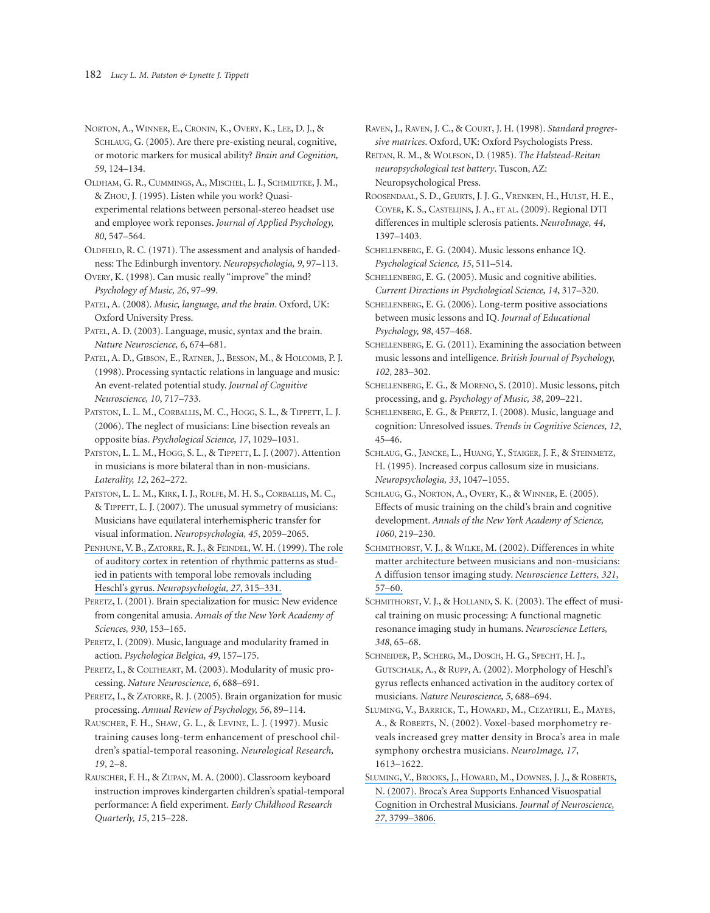Norton, A., Winner, E., Cronin, K., Overy, K., Lee, D. J., & Schlaug, G. (2005). Are there pre-existing neural, cognitive, or motoric markers for musical ability? *Brain and Cognition, 59*, 124–134.

Oldham, G. R., Cummings, A., Mischel, L. J., Schmidtke, J. M., & Zhou, J. (1995). Listen while you work? Quasi-experimental relations between personal-stereo headset use and employee work reponses. *Journal of Applied Psychology, 80*, 547–564.

Oldfield, R. C. (1971). The assessment and analysis of handedness: The Edinburgh inventory. *Neuropsychologia, 9*, 97–113.

Overy, K. (1998). Can music really "improve" the mind? *Psychology of Music, 26*, 97–99.

Patel, A. (2008). *Music, language, and the brain*. Oxford, UK: Oxford University Press.

Patel, A. D. (2003). Language, music, syntax and the brain. *Nature Neuroscience, 6*, 674–681.

Patel, A. D., Gibson, E., Ratner, J., Besson, M., & Holcomb, P. J. (1998). Processing syntactic relations in language and music: An event-related potential study. *Journal of Cognitive Neuroscience, 10*, 717–733.

Patston, L. L. M., Corballis, M. C., Hogg, S. L., & Tippett, L. J. (2006). The neglect of musicians: Line bisection reveals an opposite bias. *Psychological Science, 17*, 1029–1031.

Patston, L. L. M., Hogg, S. L., & Tippett, L. J. (2007). Attention in musicians is more bilateral than in non-musicians. *Laterality, 12*, 262–272.

Patston, L. L. M., Kirk, I. J., Rolfe, M. H. S., Corballis, M. C., & Tippett, L. J. (2007). The unusual symmetry of musicians: Musicians have equilateral interhemispheric transfer for visual information. *Neuropsychologia, 45*, 2059–2065.

Penhune, V. B., Zatorre, R. J., & Feindel, W. H. (1999). The role of auditory cortex in retention of rhythmic patterns as studied in patients with temporal lobe removals including Heschl's gyrus. *Neuropsychologia, 27*, 315–331.

Peretz, I. (2001). Brain specialization for music: New evidence from congenital amusia. *Annals of the New York Academy of Sciences, 930*, 153–165.

Peretz, I. (2009). Music, language and modularity framed in action. *Psychologica Belgica, 49*, 157–175.

Peretz, I., & Coltheart, M. (2003). Modularity of music processing. *Nature Neuroscience, 6*, 688–691.

Peretz, I., & Zatorre, R. J. (2005). Brain organization for music processing. *Annual Review of Psychology, 56*, 89–114.

Rauscher, F. H., Shaw, G. L., & Levine, L. J. (1997). Music training causes long-term enhancement of preschool children's spatial-temporal reasoning. *Neurological Research, 19*, 2–8.

Rauscher, F. H., & Zupan, M. A. (2000). Classroom keyboard instruction improves kindergarten children's spatial-temporal performance: A field experiment. *Early Childhood Research Quarterly, 15*, 215–228.

Raven, J., Raven, J. C., & Court, J. H. (1998). *Standard progressive matrices*. Oxford, UK: Oxford Psychologists Press.

Reitan, R. M., & Wolfson, D. (1985). *The Halstead-Reitan neuropsychological test battery*. Tuscon, AZ: Neuropsychological Press.

Roosendaal, S. D., Geurts, J. J. G., Vrenken, H., Hulst, H. E., Cover, K. S., Castelijns, J. A., et al. (2009). Regional DTI differences in multiple sclerosis patients. *NeuroImage, 44*, 1397–1403.

Schellenberg, E. G. (2004). Music lessons enhance IQ. *Psychological Science, 15*, 511–514.

Schellenberg, E. G. (2005). Music and cognitive abilities. *Current Directions in Psychological Science, 14*, 317–320.

Schellenberg, E. G. (2006). Long-term positive associations between music lessons and IQ. *Journal of Educational Psychology, 98*, 457–468.

Schellenberg, E. G. (2011). Examining the association between music lessons and intelligence. *British Journal of Psychology, 102*, 283–302.

Schellenberg, E. G., & Moreno, S. (2010). Music lessons, pitch processing, and g. *Psychology of Music, 38*, 209–221.

Schellenberg, E. G., & Peretz, I. (2008). Music, language and cognition: Unresolved issues. *Trends in Cognitive Sciences, 12*, 45–46.

Schlaug, G., Jäncke, L., Huang, Y., Staiger, J. F., & Steinmetz, H. (1995). Increased corpus callosum size in musicians. *Neuropsychologia, 33*, 1047–1055.

Schlaug, G., Norton, A., Overy, K., & Winner, E. (2005). Effects of music training on the child's brain and cognitive development. *Annals of the New York Academy of Science, 1060*, 219–230.

Schmithorst, V. J., & Wilke, M. (2002). Differences in white matter architecture between musicians and non-musicians: A diffusion tensor imaging study. *Neuroscience Letters, 321*, 57–60.

Schmithorst, V. J., & Holland, S. K. (2003). The effect of musical training on music processing: A functional magnetic resonance imaging study in humans. *Neuroscience Letters, 348*, 65–68.

Schneider, P., Scherg, M., Dosch, H. G., Specht, H. J., Gutschalk, A., & Rupp, A. (2002). Morphology of Heschl's gyrus reflects enhanced activation in the auditory cortex of musicians. *Nature Neuroscience, 5*, 688–694.

Sluming, V., Barrick, T., Howard, M., Cezayirli, E., Mayes, A., & Roberts, N. (2002). Voxel-based morphometry reveals increased grey matter density in Broca's area in male symphony orchestra musicians. *NeuroImage, 17*, 1613–1622.

Sluming, V., Brooks, J., Howard, M., Downes, J. J., & Roberts, N. (2007). Broca's Area Supports Enhanced Visuospatial Cognition in Orchestral Musicians. *Journal of Neuroscience, 27*, 3799–3806.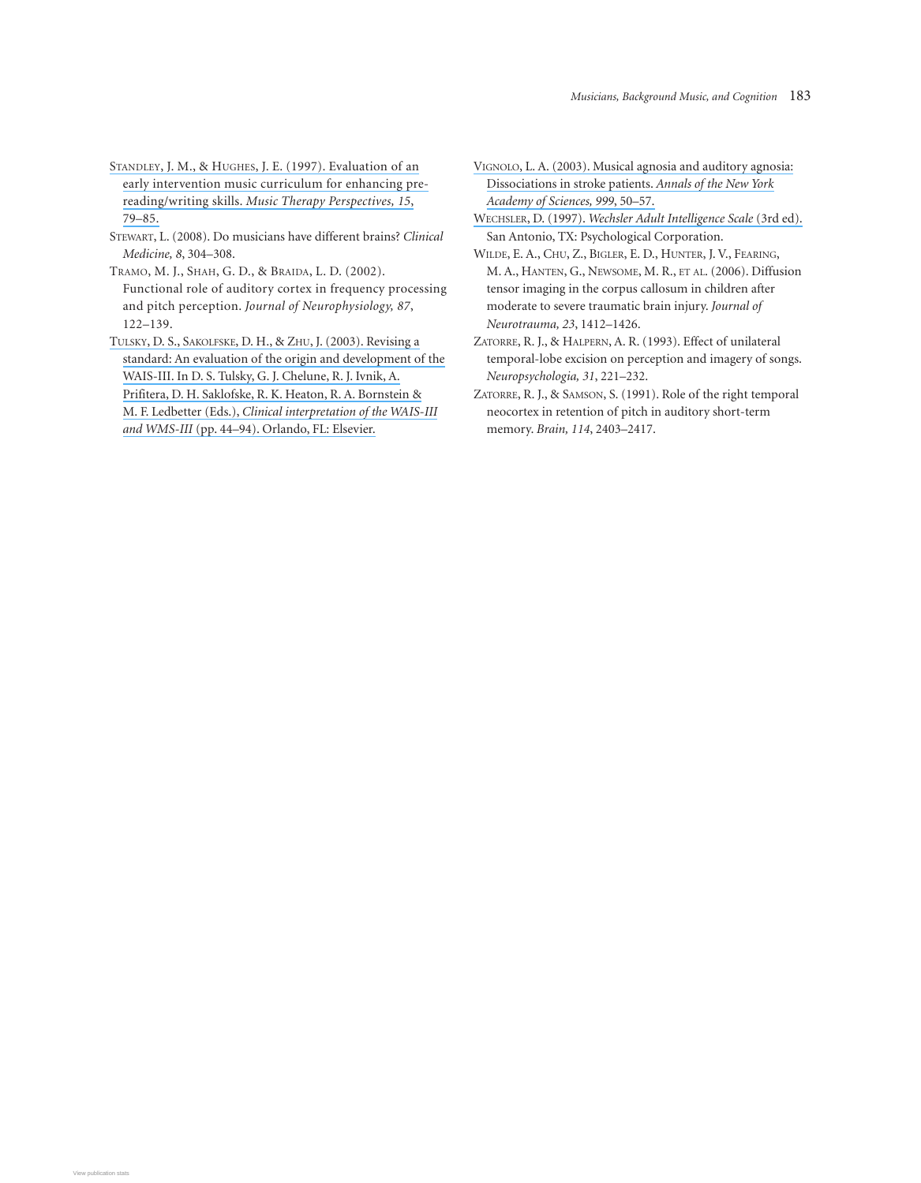Standley, J. M., & Hughes, J. E. (1997). Evaluation of an early intervention music curriculum for enhancing pre-reading/writing skills. *Music Therapy Perspectives, 15*, 79–85.

Stewart, L. (2008). Do musicians have different brains? *Clinical Medicine, 8*, 304–308.

Tramo, M. J., Shah, G. D., & Braida, L. D. (2002). Functional role of auditory cortex in frequency processing and pitch perception. *Journal of Neurophysiology, 87*, 122–139.

Tulsky, D. S., Sakolfske, D. H., & Zhu, J. (2003). Revising a standard: An evaluation of the origin and development of the WAIS-III. In D. S. Tulsky, G. J. Chelune, R. J. Ivnik, A. Prifitera, D. H. Saklofske, R. K. Heaton, R. A. Bornstein & M. F. Ledbetter (Eds.), *Clinical interpretation of the WAIS-III and WMS-III* (pp. 44–94). Orlando, FL: Elsevier.

Vignolo, L. A. (2003). Musical agnosia and auditory agnosia: Dissociations in stroke patients. *Annals of the New York Academy of Sciences, 999*, 50–57.

Wechsler, D. (1997). *Wechsler Adult Intelligence Scale* (3rd ed). San Antonio, TX: Psychological Corporation.

Wilde, E. A., Chu, Z., Bigler, E. D., Hunter, J. V., Fearing, M. A., Hanten, G., Newsome, M. R., et al. (2006). Diffusion tensor imaging in the corpus callosum in children after moderate to severe traumatic brain injury. *Journal of Neurotrauma, 23*, 1412–1426.

Zatorre, R. J., & Halpern, A. R. (1993). Effect of unilateral temporal-lobe excision on perception and imagery of songs. *Neuropsychologia, 31*, 221–232.

Zatorre, R. J., & Samson, S. (1991). Role of the right temporal neocortex in retention of pitch in auditory short-term memory. *Brain, 114*, 2403–2417.